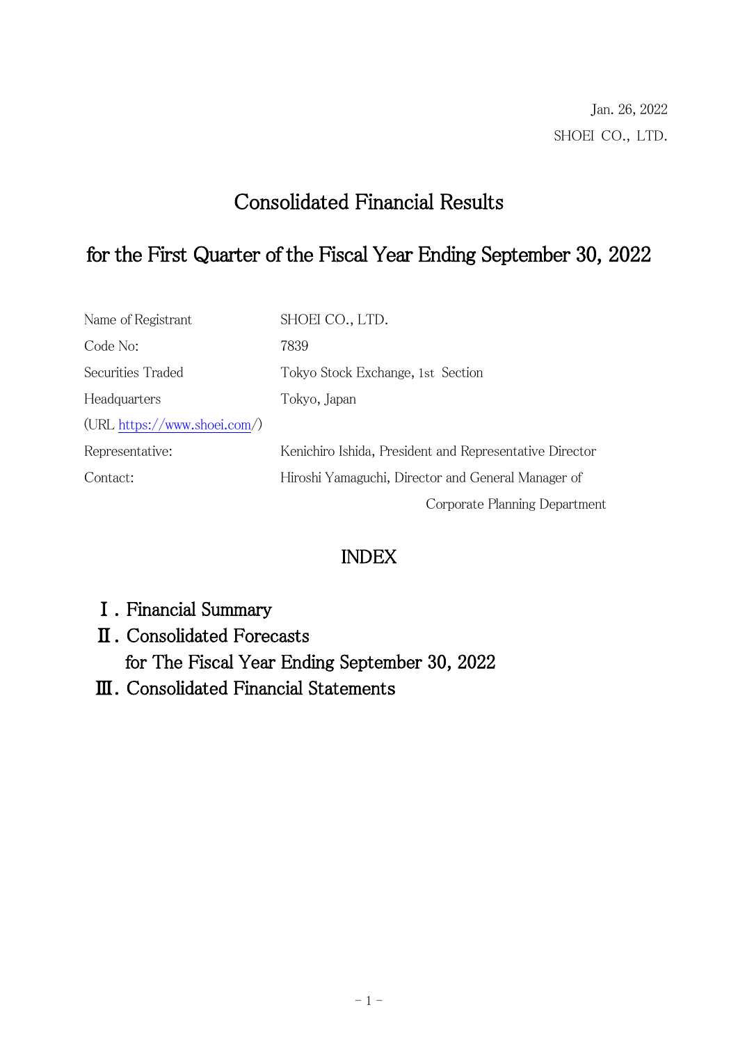Jan. 26, 2022

SHOEI CO., LTD.

# Consolidated Financial Results

# for the First Quarter of the Fiscal Year Ending September 30, 2022

| | |
|---|---|
| Name of Registrant | SHOEI CO., LTD. |
| Code No: | 7839 |
| Securities Traded | Tokyo Stock Exchange, 1st Section |
| Headquarters | Tokyo, Japan |
| (URL https://www.shoei.com/) | |
| Representative: | Kenichiro Ishida, President and Representative Director |
| Contact: | Hiroshi Yamaguchi, Director and General Manager of Corporate Planning Department |

## INDEX

Ⅰ. Financial Summary

Ⅱ. Consolidated Forecasts for The Fiscal Year Ending September 30, 2022

Ⅲ. Consolidated Financial Statements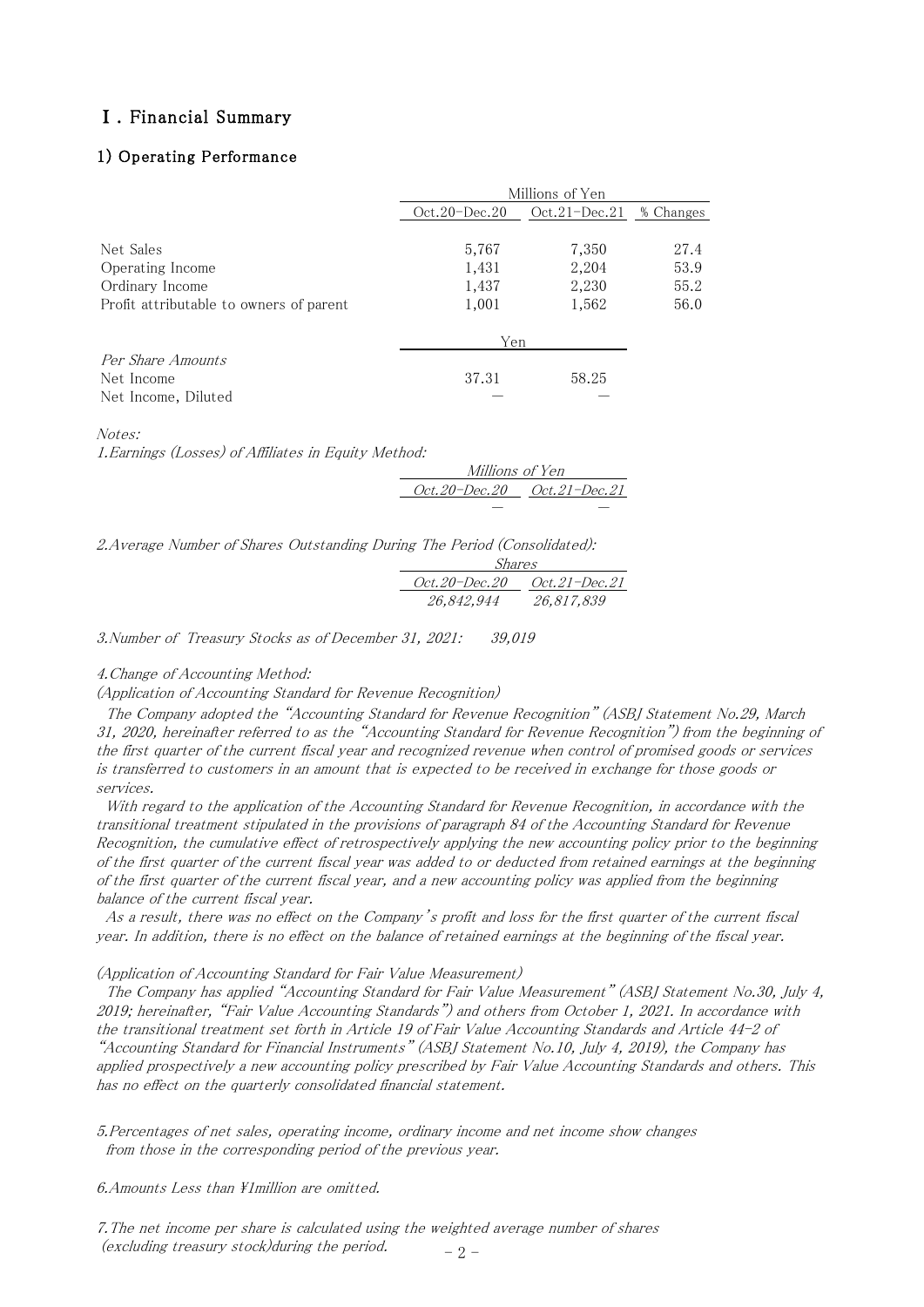# Ⅰ. Financial Summary

## 1) Operating Performance

| | Millions of Yen | | |
|---|---|---|---|
| | Oct.20-Dec.20 | Oct.21-Dec.21 | % Changes |
| Net Sales | 5,767 | 7,350 | 27.4 |
| Operating Income | 1,431 | 2,204 | 53.9 |
| Ordinary Income | 1,437 | 2,230 | 55.2 |
| Profit attributable to owners of parent | 1,001 | 1,562 | 56.0 |

| | Yen | |
|---|---|---|
| *Per Share Amounts* | | |
| Net Income | 37.31 | 58.25 |
| Net Income, Diluted | ― | ― |

*Notes:*

*1.Earnings (Losses) of Affiliates in Equity Method:*

| *Millions of Yen* | |
|---|---|
| *Oct.20-Dec.20* | *Oct.21-Dec.21* |
| ― | ― |

*2.Average Number of Shares Outstanding During The Period (Consolidated):*

| *Shares* | |
|---|---|
| *Oct.20-Dec.20* | *Oct.21-Dec.21* |
| *26,842,944* | *26,817,839* |

*3.Number of Treasury Stocks as of December 31, 2021: 39,019*

*4.Change of Accounting Method:*

*(Application of Accounting Standard for Revenue Recognition)*

*The Company adopted the "Accounting Standard for Revenue Recognition" (ASBJ Statement No.29, March 31, 2020, hereinafter referred to as the "Accounting Standard for Revenue Recognition") from the beginning of the first quarter of the current fiscal year and recognized revenue when control of promised goods or services is transferred to customers in an amount that is expected to be received in exchange for those goods or services.*

*With regard to the application of the Accounting Standard for Revenue Recognition, in accordance with the transitional treatment stipulated in the provisions of paragraph 84 of the Accounting Standard for Revenue Recognition, the cumulative effect of retrospectively applying the new accounting policy prior to the beginning of the first quarter of the current fiscal year was added to or deducted from retained earnings at the beginning of the first quarter of the current fiscal year, and a new accounting policy was applied from the beginning balance of the current fiscal year.*

*As a result, there was no effect on the Company's profit and loss for the first quarter of the current fiscal year. In addition, there is no effect on the balance of retained earnings at the beginning of the fiscal year.*

*(Application of Accounting Standard for Fair Value Measurement)*

*The Company has applied "Accounting Standard for Fair Value Measurement" (ASBJ Statement No.30, July 4, 2019; hereinafter, "Fair Value Accounting Standards") and others from October 1, 2021. In accordance with the transitional treatment set forth in Article 19 of Fair Value Accounting Standards and Article 44-2 of "Accounting Standard for Financial Instruments" (ASBJ Statement No.10, July 4, 2019), the Company has applied prospectively a new accounting policy prescribed by Fair Value Accounting Standards and others. This has no effect on the quarterly consolidated financial statement.*

*5.Percentages of net sales, operating income, ordinary income and net income show changes from those in the corresponding period of the previous year.*

*6.Amounts Less than ¥1million are omitted.*

*7.The net income per share is calculated using the weighted average number of shares (excluding treasury stock)during the period.*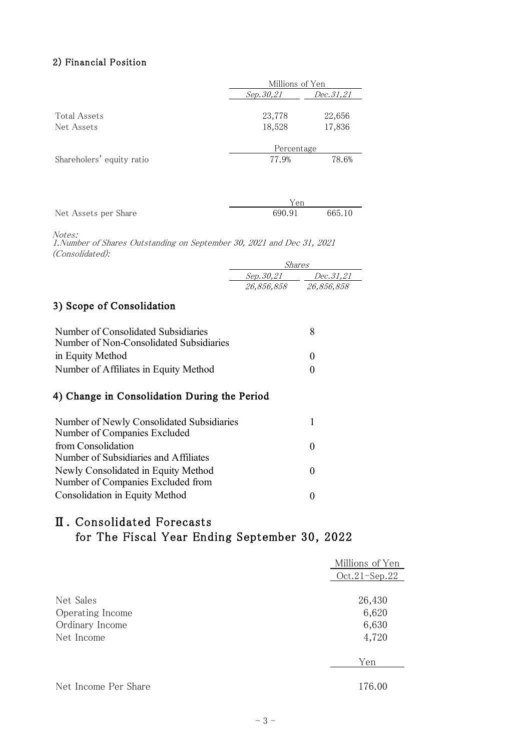### 2) Financial Position

| | Millions of Yen | |
|---|---|---|
| | *Sep.30,21* | *Dec.31,21* |
| Total Assets | 23,778 | 22,656 |
| Net Assets | 18,528 | 17,836 |
| | Percentage | |
| Shareholers' equity ratio | 77.9% | 78.6% |
| | Yen | |
| Net Assets per Share | 690.91 | 665.10 |

*Notes:*
*1.Number of Shares Outstanding on September 30, 2021 and Dec 31, 2021 (Consolidated):*

| | *Shares* | |
|---|---|---|
| | *Sep.30,21* | *Dec.31,21* |
| | *26,856,858* | *26,856,858* |

### 3) Scope of Consolidation

| | |
|---|---|
| Number of Consolidated Subsidiaries | 8 |
| Number of Non-Consolidated Subsidiaries in Equity Method | 0 |
| Number of Affiliates in Equity Method | 0 |

### 4) Change in Consolidation During the Period

| | |
|---|---|
| Number of Newly Consolidated Subsidiaries | 1 |
| Number of Companies Excluded from Consolidation | 0 |
| Number of Subsidiaries and Affiliates Newly Consolidated in Equity Method | 0 |
| Number of Companies Excluded from Consolidation in Equity Method | 0 |

## Ⅱ. Consolidated Forecasts for The Fiscal Year Ending September 30, 2022

| | Millions of Yen |
|---|---|
| | Oct.21-Sep.22 |
| Net Sales | 26,430 |
| Operating Income | 6,620 |
| Ordinary Income | 6,630 |
| Net Income | 4,720 |
| | Yen |
| Net Income Per Share | 176.00 |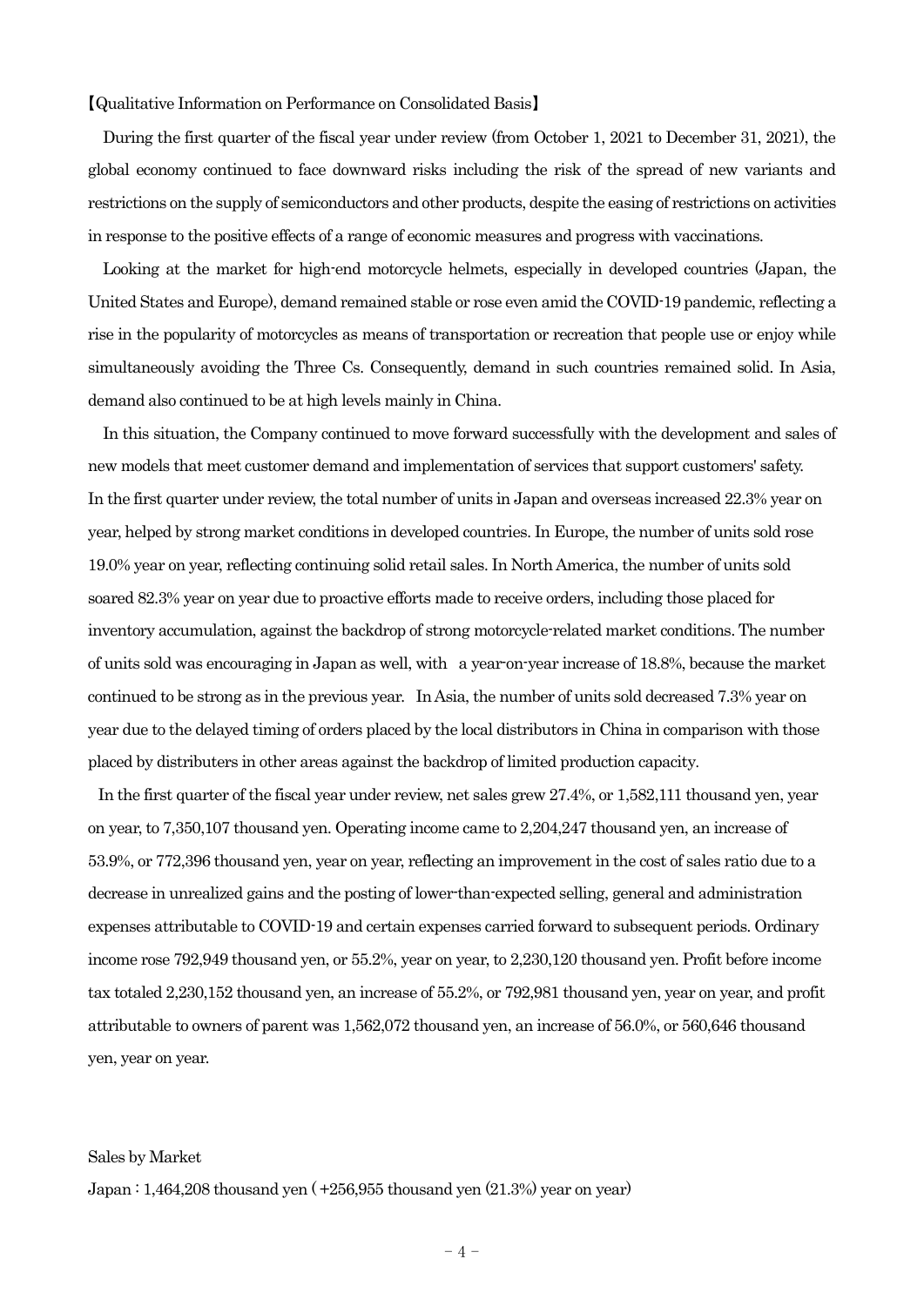【Qualitative Information on Performance on Consolidated Basis】

During the first quarter of the fiscal year under review (from October 1, 2021 to December 31, 2021), the global economy continued to face downward risks including the risk of the spread of new variants and restrictions on the supply of semiconductors and other products, despite the easing of restrictions on activities in response to the positive effects of a range of economic measures and progress with vaccinations.

Looking at the market for high-end motorcycle helmets, especially in developed countries (Japan, the United States and Europe), demand remained stable or rose even amid the COVID-19 pandemic, reflecting a rise in the popularity of motorcycles as means of transportation or recreation that people use or enjoy while simultaneously avoiding the Three Cs. Consequently, demand in such countries remained solid. In Asia, demand also continued to be at high levels mainly in China.

In this situation, the Company continued to move forward successfully with the development and sales of new models that meet customer demand and implementation of services that support customers' safety. In the first quarter under review, the total number of units in Japan and overseas increased 22.3% year on year, helped by strong market conditions in developed countries. In Europe, the number of units sold rose 19.0% year on year, reflecting continuing solid retail sales. In North America, the number of units sold soared 82.3% year on year due to proactive efforts made to receive orders, including those placed for inventory accumulation, against the backdrop of strong motorcycle-related market conditions. The number of units sold was encouraging in Japan as well, with a year-on-year increase of 18.8%, because the market continued to be strong as in the previous year. In Asia, the number of units sold decreased 7.3% year on year due to the delayed timing of orders placed by the local distributors in China in comparison with those placed by distributers in other areas against the backdrop of limited production capacity.

In the first quarter of the fiscal year under review, net sales grew 27.4%, or 1,582,111 thousand yen, year on year, to 7,350,107 thousand yen. Operating income came to 2,204,247 thousand yen, an increase of 53.9%, or 772,396 thousand yen, year on year, reflecting an improvement in the cost of sales ratio due to a decrease in unrealized gains and the posting of lower-than-expected selling, general and administration expenses attributable to COVID-19 and certain expenses carried forward to subsequent periods. Ordinary income rose 792,949 thousand yen, or 55.2%, year on year, to 2,230,120 thousand yen. Profit before income tax totaled 2,230,152 thousand yen, an increase of 55.2%, or 792,981 thousand yen, year on year, and profit attributable to owners of parent was 1,562,072 thousand yen, an increase of 56.0%, or 560,646 thousand yen, year on year.

Sales by Market

Japan : 1,464,208 thousand yen ( +256,955 thousand yen (21.3%) year on year)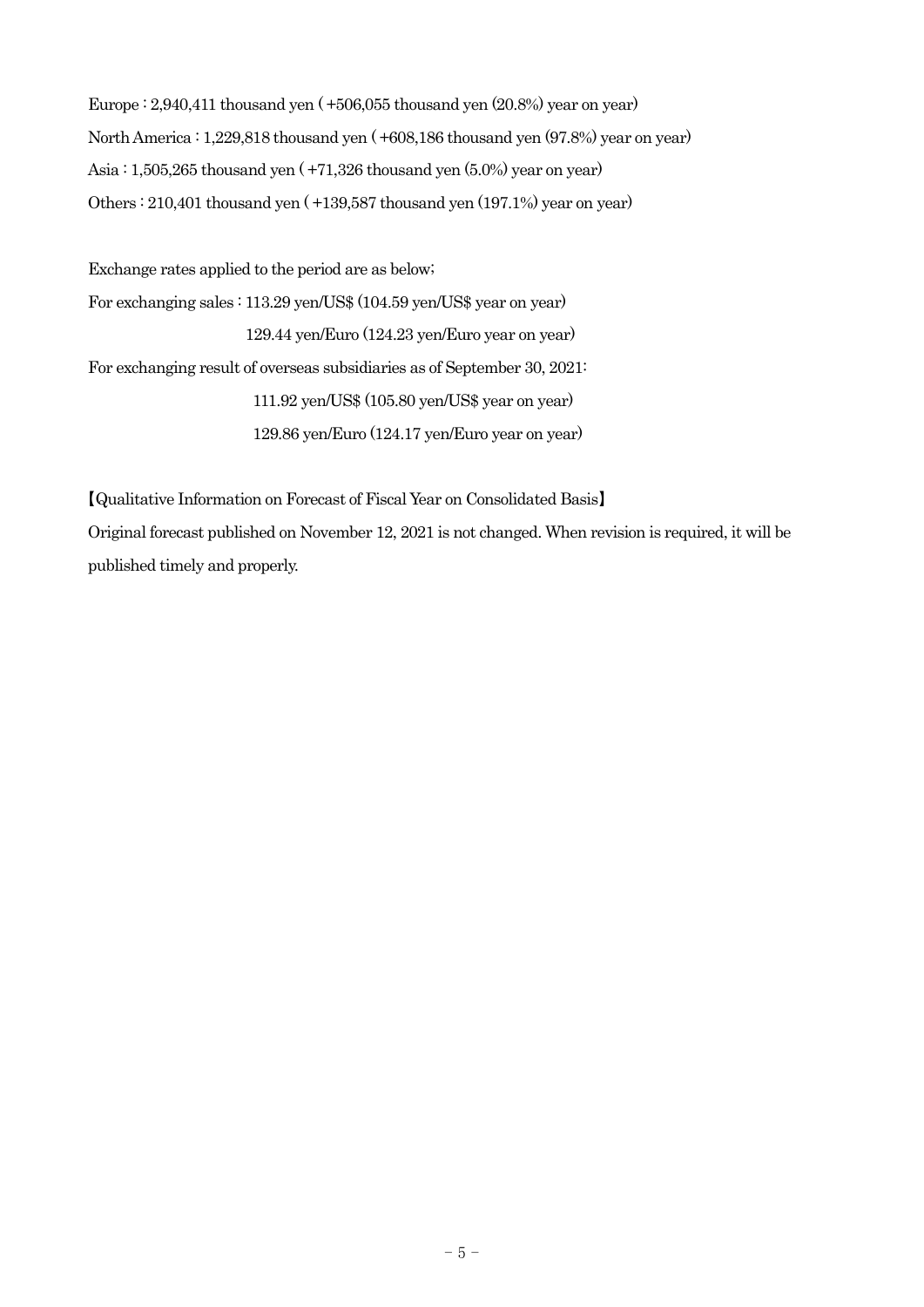Europe : 2,940,411 thousand yen ( +506,055 thousand yen (20.8%) year on year)

North America : 1,229,818 thousand yen ( +608,186 thousand yen (97.8%) year on year)

Asia : 1,505,265 thousand yen ( +71,326 thousand yen (5.0%) year on year)

Others : 210,401 thousand yen ( +139,587 thousand yen (197.1%) year on year)

Exchange rates applied to the period are as below;

For exchanging sales : 113.29 yen/US$ (104.59 yen/US$ year on year)

129.44 yen/Euro (124.23 yen/Euro year on year)

For exchanging result of overseas subsidiaries as of September 30, 2021:

111.92 yen/US$ (105.80 yen/US$ year on year)

129.86 yen/Euro (124.17 yen/Euro year on year)

【Qualitative Information on Forecast of Fiscal Year on Consolidated Basis】

Original forecast published on November 12, 2021 is not changed. When revision is required, it will be published timely and properly.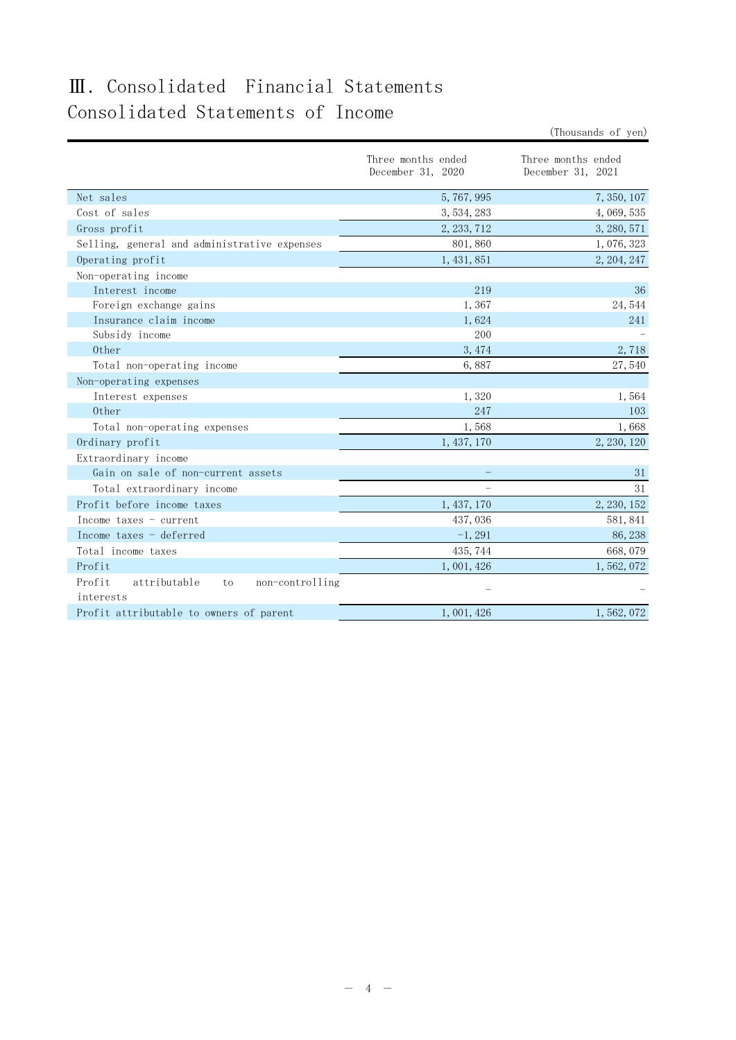# Ⅲ. Consolidated Financial Statements

## Consolidated Statements of Income

(Thousands of yen)

| | Three months ended December 31, 2020 | Three months ended December 31, 2021 |
|---|---|---|
| Net sales | 5,767,995 | 7,350,107 |
| Cost of sales | 3,534,283 | 4,069,535 |
| Gross profit | 2,233,712 | 3,280,571 |
| Selling, general and administrative expenses | 801,860 | 1,076,323 |
| Operating profit | 1,431,851 | 2,204,247 |
| Non-operating income | | |
| Interest income | 219 | 36 |
| Foreign exchange gains | 1,367 | 24,544 |
| Insurance claim income | 1,624 | 241 |
| Subsidy income | 200 | – |
| Other | 3,474 | 2,718 |
| Total non-operating income | 6,887 | 27,540 |
| Non-operating expenses | | |
| Interest expenses | 1,320 | 1,564 |
| Other | 247 | 103 |
| Total non-operating expenses | 1,568 | 1,668 |
| Ordinary profit | 1,437,170 | 2,230,120 |
| Extraordinary income | | |
| Gain on sale of non-current assets | – | 31 |
| Total extraordinary income | – | 31 |
| Profit before income taxes | 1,437,170 | 2,230,152 |
| Income taxes - current | 437,036 | 581,841 |
| Income taxes - deferred | -1,291 | 86,238 |
| Total income taxes | 435,744 | 668,079 |
| Profit | 1,001,426 | 1,562,072 |
| Profit attributable to non-controlling interests | – | – |
| Profit attributable to owners of parent | 1,001,426 | 1,562,072 |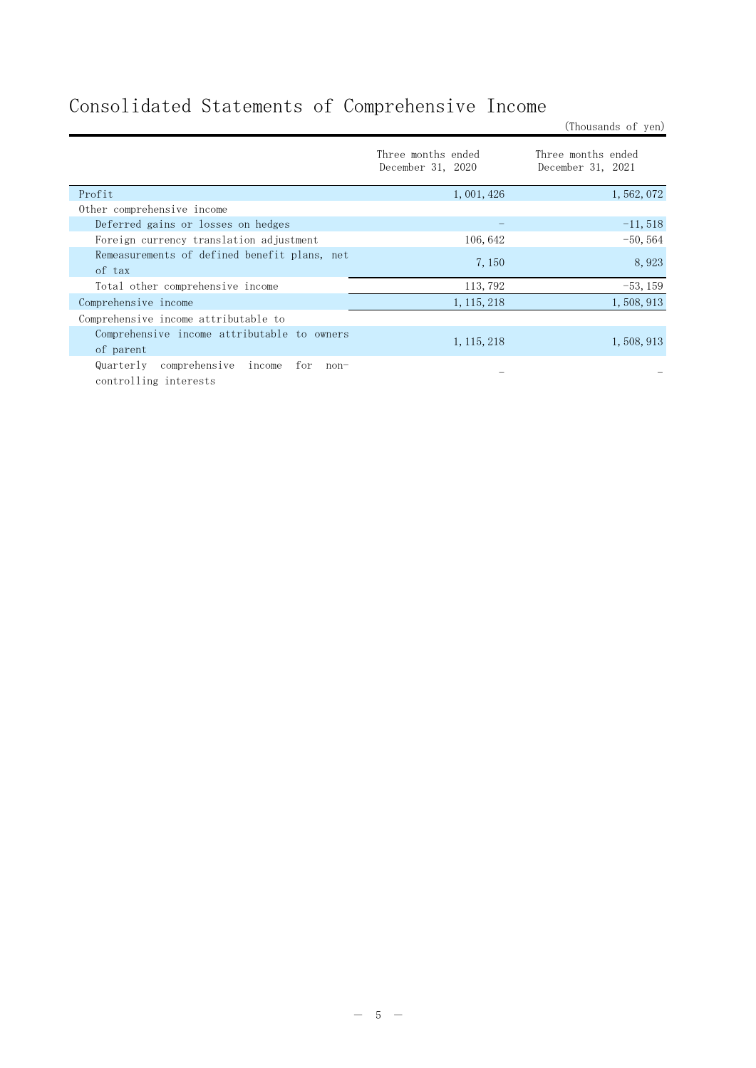# Consolidated Statements of Comprehensive Income

(Thousands of yen)

| | Three months ended December 31, 2020 | Three months ended December 31, 2021 |
|---|---|---|
| Profit | 1,001,426 | 1,562,072 |
| Other comprehensive income | | |
| Deferred gains or losses on hedges | – | -11,518 |
| Foreign currency translation adjustment | 106,642 | -50,564 |
| Remeasurements of defined benefit plans, net of tax | 7,150 | 8,923 |
| Total other comprehensive income | 113,792 | -53,159 |
| Comprehensive income | 1,115,218 | 1,508,913 |
| Comprehensive income attributable to | | |
| Comprehensive income attributable to owners of parent | 1,115,218 | 1,508,913 |
| Quarterly comprehensive income for non-controlling interests | – | – |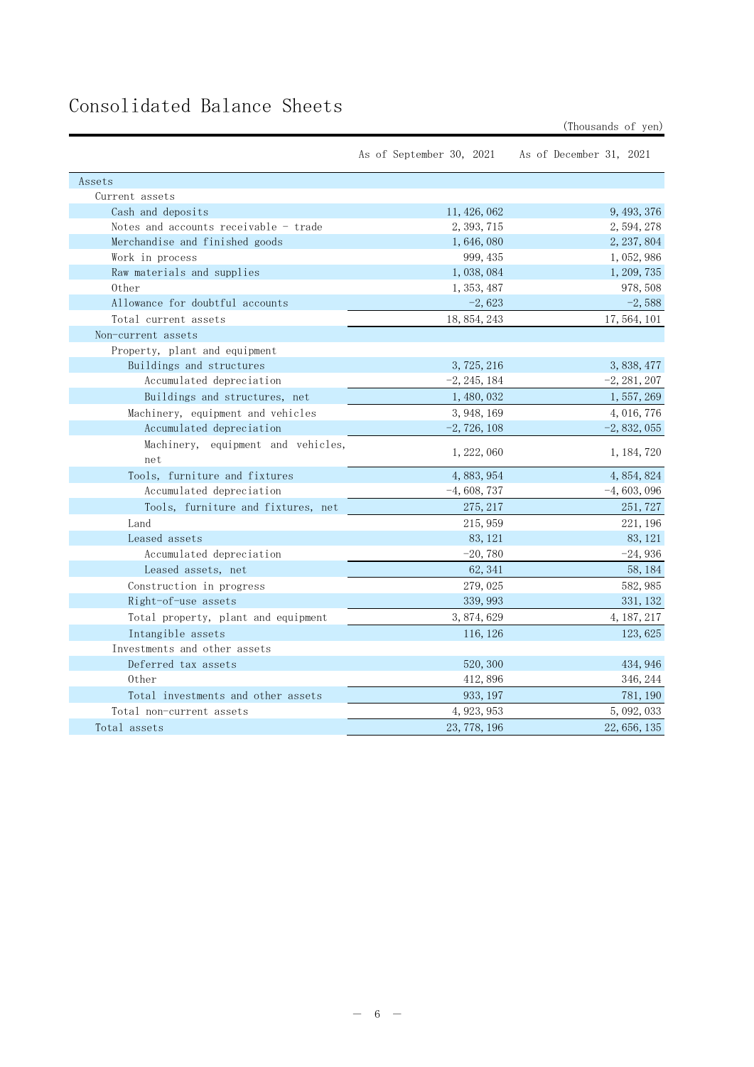# Consolidated Balance Sheets

(Thousands of yen)

| | As of September 30, 2021 | As of December 31, 2021 |
|---|---|---|
| Assets | | |
| Current assets | | |
| Cash and deposits | 11,426,062 | 9,493,376 |
| Notes and accounts receivable - trade | 2,393,715 | 2,594,278 |
| Merchandise and finished goods | 1,646,080 | 2,237,804 |
| Work in process | 999,435 | 1,052,986 |
| Raw materials and supplies | 1,038,084 | 1,209,735 |
| Other | 1,353,487 | 978,508 |
| Allowance for doubtful accounts | -2,623 | -2,588 |
| Total current assets | 18,854,243 | 17,564,101 |
| Non-current assets | | |
| Property, plant and equipment | | |
| Buildings and structures | 3,725,216 | 3,838,477 |
| Accumulated depreciation | -2,245,184 | -2,281,207 |
| Buildings and structures, net | 1,480,032 | 1,557,269 |
| Machinery, equipment and vehicles | 3,948,169 | 4,016,776 |
| Accumulated depreciation | -2,726,108 | -2,832,055 |
| Machinery, equipment and vehicles, net | 1,222,060 | 1,184,720 |
| Tools, furniture and fixtures | 4,883,954 | 4,854,824 |
| Accumulated depreciation | -4,608,737 | -4,603,096 |
| Tools, furniture and fixtures, net | 275,217 | 251,727 |
| Land | 215,959 | 221,196 |
| Leased assets | 83,121 | 83,121 |
| Accumulated depreciation | -20,780 | -24,936 |
| Leased assets, net | 62,341 | 58,184 |
| Construction in progress | 279,025 | 582,985 |
| Right-of-use assets | 339,993 | 331,132 |
| Total property, plant and equipment | 3,874,629 | 4,187,217 |
| Intangible assets | 116,126 | 123,625 |
| Investments and other assets | | |
| Deferred tax assets | 520,300 | 434,946 |
| Other | 412,896 | 346,244 |
| Total investments and other assets | 933,197 | 781,190 |
| Total non-current assets | 4,923,953 | 5,092,033 |
| Total assets | 23,778,196 | 22,656,135 |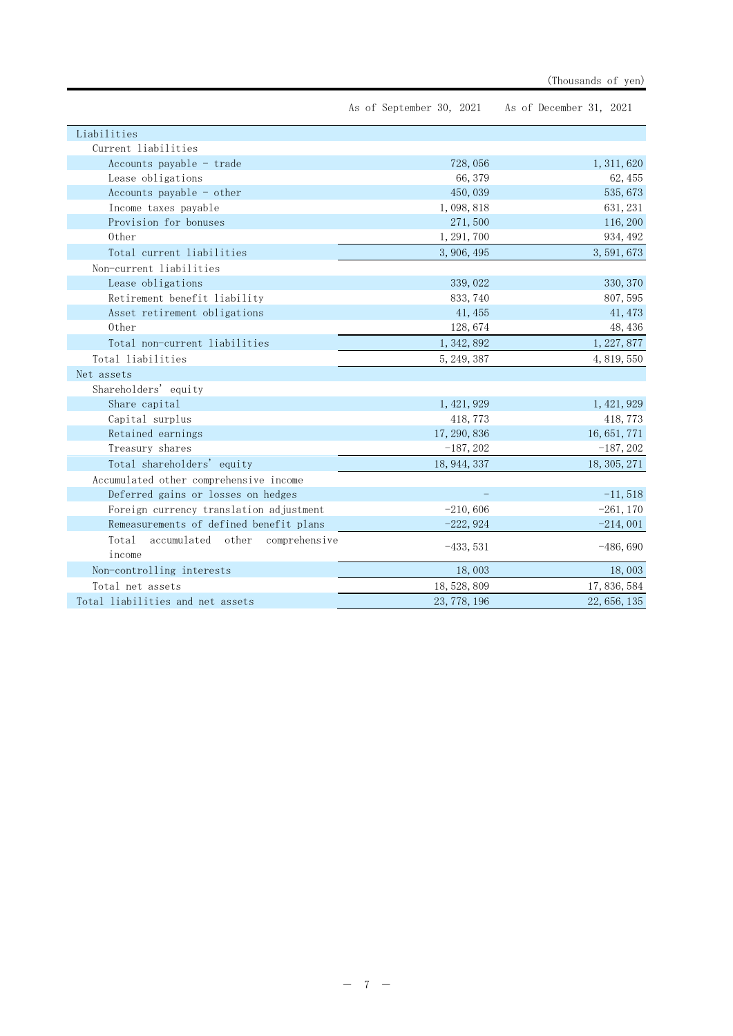(Thousands of yen)

| | As of September 30, 2021 | As of December 31, 2021 |
|---|---|---|
| Liabilities | | |
| Current liabilities | | |
| Accounts payable - trade | 728,056 | 1,311,620 |
| Lease obligations | 66,379 | 62,455 |
| Accounts payable - other | 450,039 | 535,673 |
| Income taxes payable | 1,098,818 | 631,231 |
| Provision for bonuses | 271,500 | 116,200 |
| Other | 1,291,700 | 934,492 |
| Total current liabilities | 3,906,495 | 3,591,673 |
| Non-current liabilities | | |
| Lease obligations | 339,022 | 330,370 |
| Retirement benefit liability | 833,740 | 807,595 |
| Asset retirement obligations | 41,455 | 41,473 |
| Other | 128,674 | 48,436 |
| Total non-current liabilities | 1,342,892 | 1,227,877 |
| Total liabilities | 5,249,387 | 4,819,550 |
| Net assets | | |
| Shareholders' equity | | |
| Share capital | 1,421,929 | 1,421,929 |
| Capital surplus | 418,773 | 418,773 |
| Retained earnings | 17,290,836 | 16,651,771 |
| Treasury shares | -187,202 | -187,202 |
| Total shareholders' equity | 18,944,337 | 18,305,271 |
| Accumulated other comprehensive income | | |
| Deferred gains or losses on hedges | – | -11,518 |
| Foreign currency translation adjustment | -210,606 | -261,170 |
| Remeasurements of defined benefit plans | -222,924 | -214,001 |
| Total accumulated other comprehensive income | -433,531 | -486,690 |
| Non-controlling interests | 18,003 | 18,003 |
| Total net assets | 18,528,809 | 17,836,584 |
| Total liabilities and net assets | 23,778,196 | 22,656,135 |